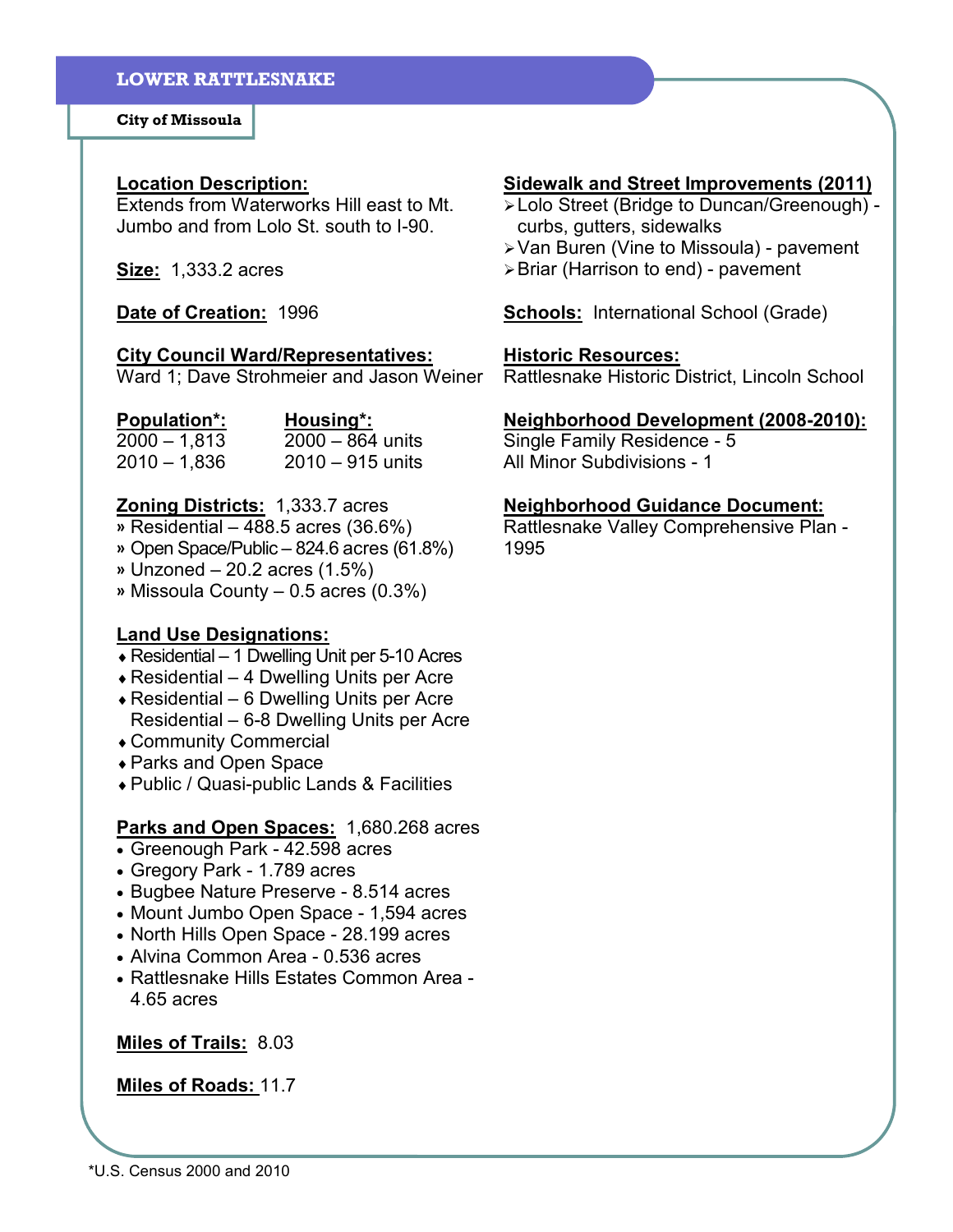# LOWER RATTLESNAKE

**City of Missoula**

**Location Description:**
Extends from Waterworks Hill east to Mt. Jumbo and from Lolo St. south to I-90.

**Size:** 1,333.2 acres

**Date of Creation:** 1996

**City Council Ward/Representatives:**
Ward 1; Dave Strohmeier and Jason Weiner

| Population*: | Housing*: |
|---|---|
| 2000 – 1,813 | 2000 – 864 units |
| 2010 – 1,836 | 2010 – 915 units |

**Zoning Districts:** 1,333.7 acres
- Residential – 488.5 acres (36.6%)
- Open Space/Public – 824.6 acres (61.8%)
- Unzoned – 20.2 acres (1.5%)
- Missoula County – 0.5 acres (0.3%)

**Land Use Designations:**
- Residential – 1 Dwelling Unit per 5-10 Acres
- Residential – 4 Dwelling Units per Acre
- Residential – 6 Dwelling Units per Acre
  Residential – 6-8 Dwelling Units per Acre
- Community Commercial
- Parks and Open Space
- Public / Quasi-public Lands & Facilities

**Parks and Open Spaces:** 1,680.268 acres
- Greenough Park - 42.598 acres
- Gregory Park - 1.789 acres
- Bugbee Nature Preserve - 8.514 acres
- Mount Jumbo Open Space - 1,594 acres
- North Hills Open Space - 28.199 acres
- Alvina Common Area - 0.536 acres
- Rattlesnake Hills Estates Common Area - 4.65 acres

**Miles of Trails:** 8.03

**Miles of Roads:** 11.7

**Sidewalk and Street Improvements (2011)**
- Lolo Street (Bridge to Duncan/Greenough) - curbs, gutters, sidewalks
- Van Buren (Vine to Missoula) - pavement
- Briar (Harrison to end) - pavement

**Schools:** International School (Grade)

**Historic Resources:**
Rattlesnake Historic District, Lincoln School

**Neighborhood Development (2008-2010):**
Single Family Residence - 5
All Minor Subdivisions - 1

**Neighborhood Guidance Document:**
Rattlesnake Valley Comprehensive Plan - 1995

*U.S. Census 2000 and 2010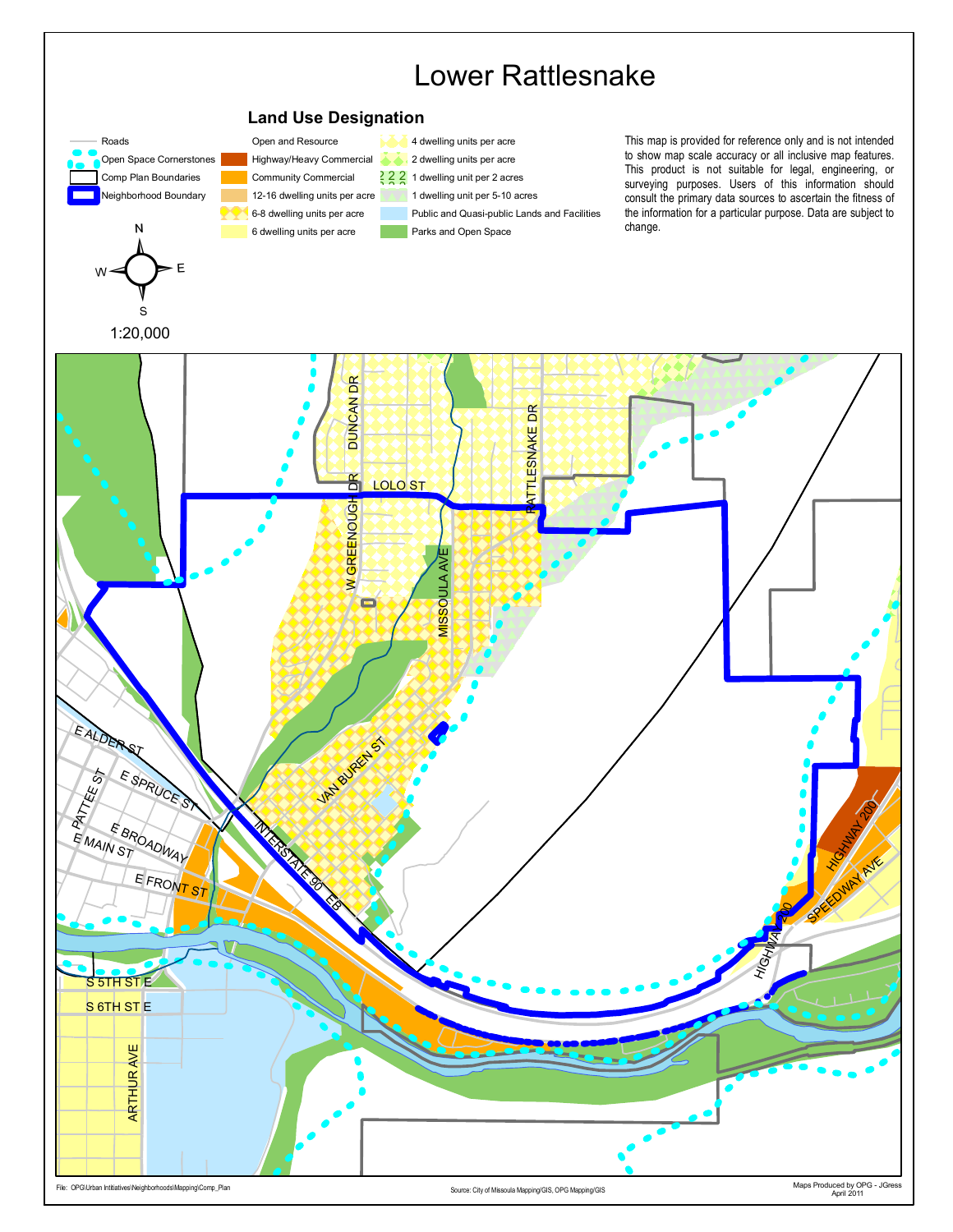# Lower Rattlesnake

## Land Use Designation

| Legend | | |
|---|---|---|
| Roads | Open and Resource | 4 dwelling units per acre |
| Open Space Cornerstones | Highway/Heavy Commercial | 2 dwelling units per acre |
| Comp Plan Boundaries | Community Commercial | 1 dwelling unit per 2 acres |
| Neighborhood Boundary | 12-16 dwelling units per acre | 1 dwelling unit per 5-10 acres |
| | 6-8 dwelling units per acre | Public and Quasi-public Lands and Facilities |
| | 6 dwelling units per acre | Parks and Open Space |

This map is provided for reference only and is not intended to show map scale accuracy or all inclusive map features. This product is not suitable for legal, engineering, or surveying purposes. Users of this information should consult the primary data sources to ascertain the fitness of the information for a particular purpose. Data are subject to change.

N W E S

1:20,000

DUNCAN DR, LOLO ST, RATTLESNAKE DR, W GREENOUGH DR, MISSOULA AVE, E ALDER ST, VAN BUREN ST, E SPRUCE ST, PATTEE ST, E BROADWAY, E MAIN ST, INTERSTATE 90 EB, E FRONT ST, HIGHWAY 200, SPEEDWAY AVE, S 5TH ST E, S 6TH ST E, ARTHUR AVE

File: OPG\Urban Intitiatives\Neighborhoods\Mapping\Comp_Plan

Source: City of Missoula Mapping/GIS, OPG Mapping/GIS

Maps Produced by OPG - JGress
April 2011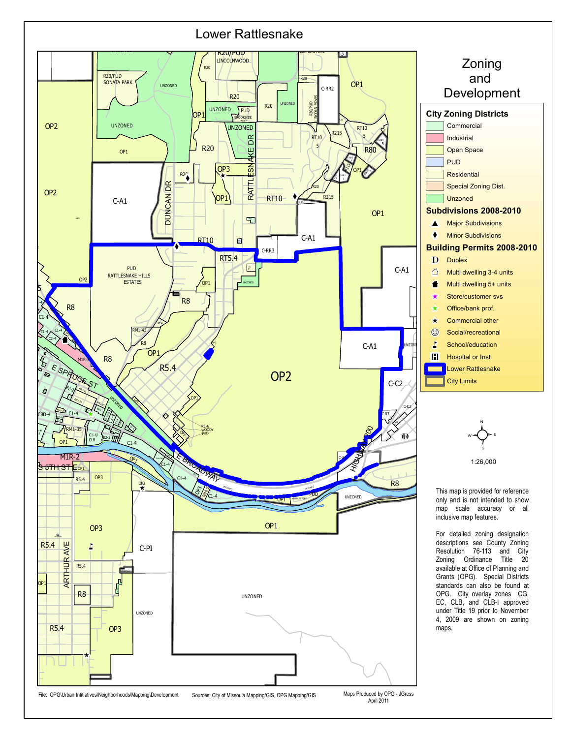# Lower Rattlesnake

## Zoning and Development

### City Zoning Districts

- Commercial
- Industrial
- Open Space
- PUD
- Residential
- Special Zoning Dist.
- Unzoned

### Subdivisions 2008-2010

- Major Subdivisions
- Minor Subdivisions

### Building Permits 2008-2010

- Duplex
- Multi dwelling 3-4 units
- Multi dwelling 5+ units
- Store/customer svs
- Office/bank prof.
- Commercial other
- Social/recreational
- School/education
- Hospital or Inst
- Lower Rattlesnake
- City Limits

1:26,000

This map is provided for reference only and is not intended to show map scale accuracy or all inclusive map features.

For detailed zoning designation descriptions see County Zoning Resolution 76-113 and City Zoning Ordinance Title 20 available at Office of Planning and Grants (OPG). Special Districts standards can also be found at OPG. City overlay zones CG, EC, CLB, and CLB-I approved under Title 19 prior to November 4, 2009 are shown on zoning maps.

File: OPG\Urban Intitiatives\Neighborhoods\Mapping\Development

Sources: City of Missoula Mapping/GIS, OPG Mapping/GIS

Maps Produced by OPG - JGress
April 2011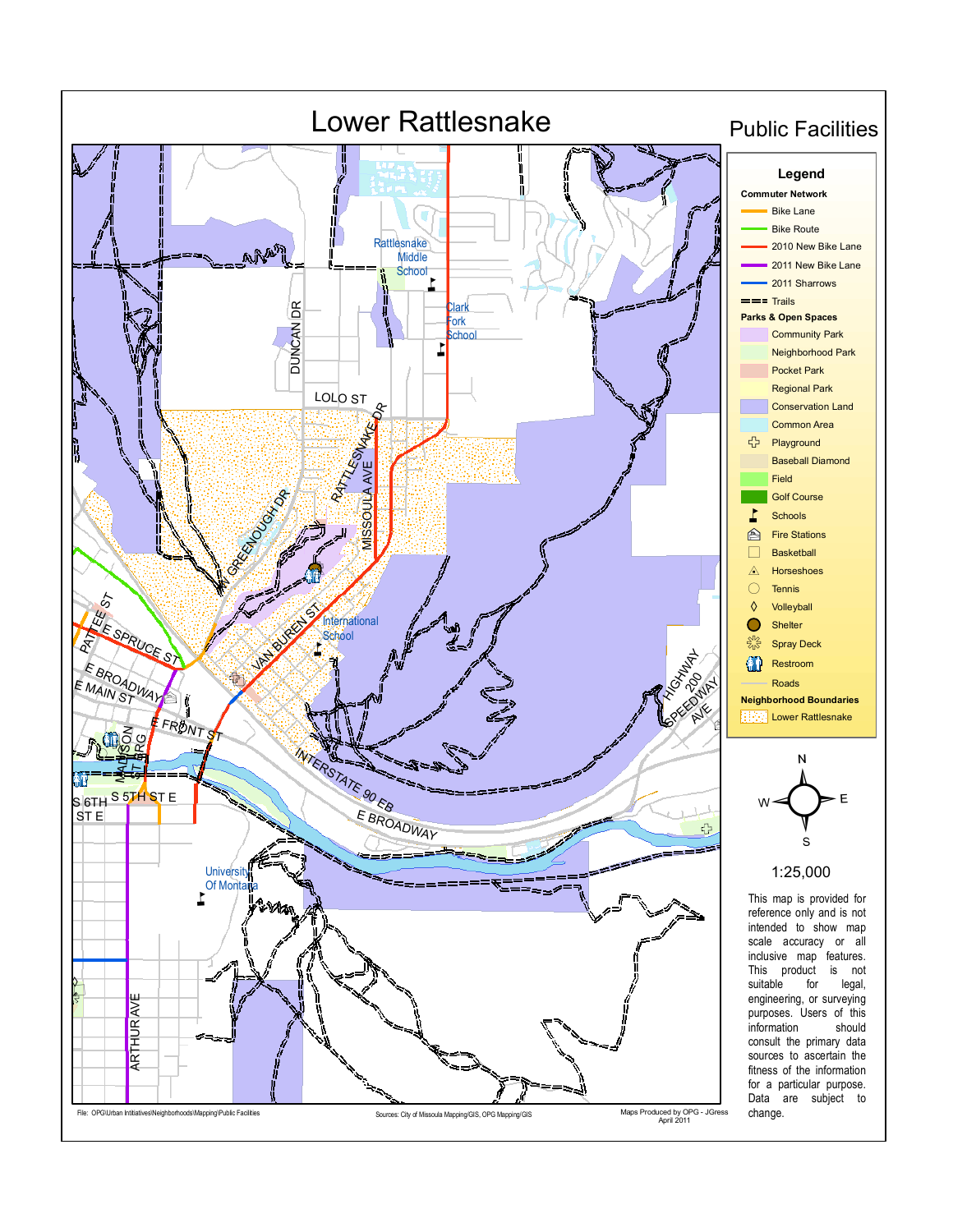# Lower Rattlesnake

## Public Facilities

### Legend

**Commuter Network**
- Bike Lane
- Bike Route
- 2010 New Bike Lane
- 2011 New Bike Lane
- 2011 Sharrows
- Trails

**Parks & Open Spaces**
- Community Park
- Neighborhood Park
- Pocket Park
- Regional Park
- Conservation Land
- Common Area
- Playground
- Baseball Diamond
- Field
- Golf Course
- Schools
- Fire Stations
- Basketball
- Horseshoes
- Tennis
- Volleyball
- Shelter
- Spray Deck
- Restroom
- Roads

**Neighborhood Boundaries**
- Lower Rattlesnake

N
W E
S

1:25,000

This map is provided for reference only and is not intended to show map scale accuracy or all inclusive map features. This product is not suitable for legal, engineering, or surveying purposes. Users of this information should consult the primary data sources to ascertain the fitness of the information for a particular purpose. Data are subject to change.

Rattlesnake Middle School
Clark Fork School
International School
University Of Montana
DUNCAN DR
LOLO ST
RATTLESNAKE DR
MISSOULA AVE
GREENOUGH DR
VAN BUREN ST
PATTEE ST
E SPRUCE ST
E BROADWAY
E MAIN ST
E FRONT ST
MADISON ST
HIGHWAY 200
SPEEDWAY AVE
INTERSTATE 90 EB
E BROADWAY
S 6TH ST E
S 5TH ST E
ARTHUR AVE

File: OPG\Urban Initiatives\Neighborhoods\Mapping\Public Facilities

Sources: City of Missoula Mapping/GIS, OPG Mapping/GIS

Maps Produced by OPG - JGress
April 2011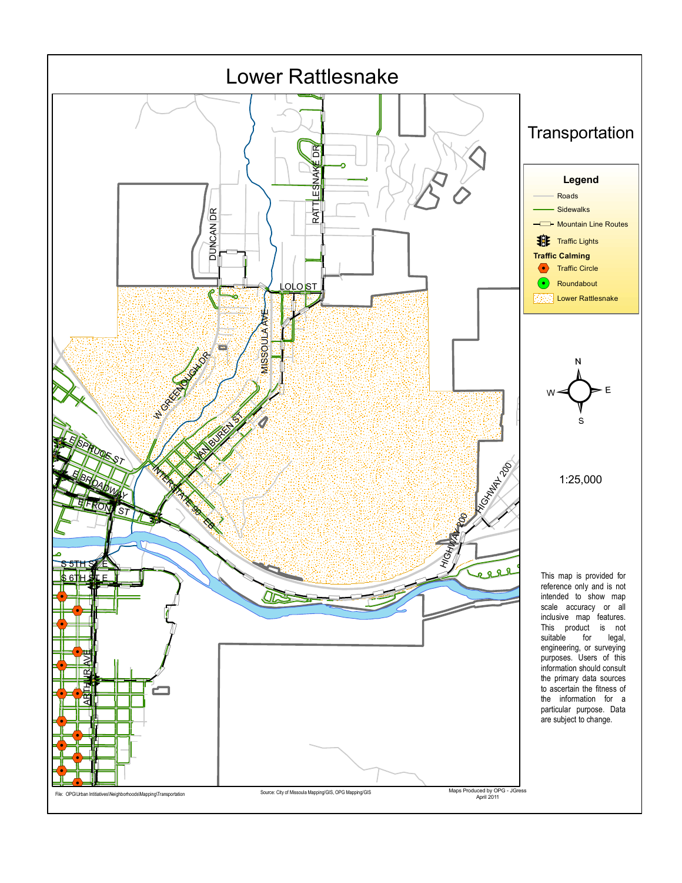# Lower Rattlesnake

## Transportation

**Legend**

- Roads
- Sidewalks
- Mountain Line Routes
- Traffic Lights

**Traffic Calming**

- Traffic Circle
- Roundabout
- Lower Rattlesnake

N
W E
S

1:25,000

DUNCAN DR
RATTLESNAKE DR
LOLO ST
MISSOULA AVE
W GREENOUGH DR
VAN BUREN ST
E SPRUCE ST
E BROADWAY
E FRONT ST
INTERSTATE 90 - EB
HIGHWAY 200
HIGHWAY 200
S 5TH ST E
S 6TH ST E
ARTHUR AVE

This map is provided for reference only and is not intended to show map scale accuracy or all inclusive map features. This product is not suitable for legal, engineering, or surveying purposes. Users of this information should consult the primary data sources to ascertain the fitness of the information for a particular purpose. Data are subject to change.

File: OPG\Urban Intitiatives\Neighborhoods\Mapping\Transportation

Source: City of Missoula Mapping/GIS, OPG Mapping/GIS

Maps Produced by OPG - JGress
April 2011